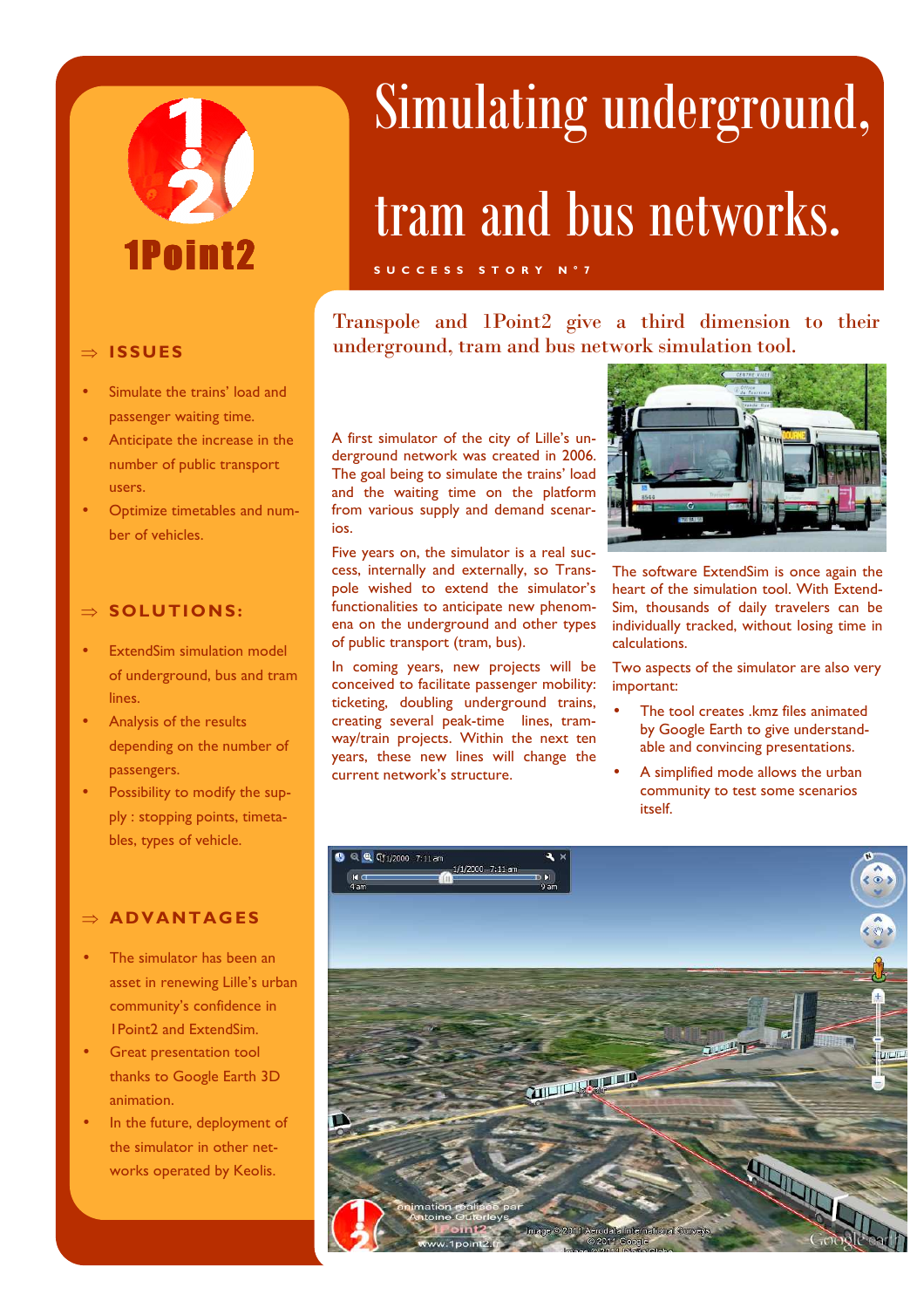1Point2

# Simulating underground, tram and bus networks.

SUCCESS STORY N°7

## Transpole and 1Point2 give a third dimension to their underground, tram and bus network simulation tool.

### ⇒ ISSUES

- Simulate the trains' load and passenger waiting time.
- Anticipate the increase in the number of public transport users.
- Optimize timetables and number of vehicles.

### ⇒ SOLUTIONS:

- ExtendSim simulation model of underground, bus and tram lines.
- Analysis of the results depending on the number of passengers.
- Possibility to modify the supply : stopping points, timetables, types of vehicle.

### ⇒ ADVANTAGES

- The simulator has been an asset in renewing Lille's urban community's confidence in 1Point2 and ExtendSim.
- Great presentation tool thanks to Google Earth 3D animation.
- In the future, deployment of the simulator in other networks operated by Keolis.

A first simulator of the city of Lille's underground network was created in 2006. The goal being to simulate the trains' load and the waiting time on the platform from various supply and demand scenarios.

Five years on, the simulator is a real success, internally and externally, so Transpole wished to extend the simulator's functionalities to anticipate new phenomena on the underground and other types of public transport (tram, bus).

In coming years, new projects will be conceived to facilitate passenger mobility: ticketing, doubling underground trains, creating several peak-time lines, tramway/train projects. Within the next ten years, these new lines will change the current network's structure.

The software ExtendSim is once again the heart of the simulation tool. With ExtendSim, thousands of daily travelers can be individually tracked, without losing time in calculations.

Two aspects of the simulator are also very important:

- The tool creates .kmz files animated by Google Earth to give understandable and convincing presentations.
- A simplified mode allows the urban community to test some scenarios itself.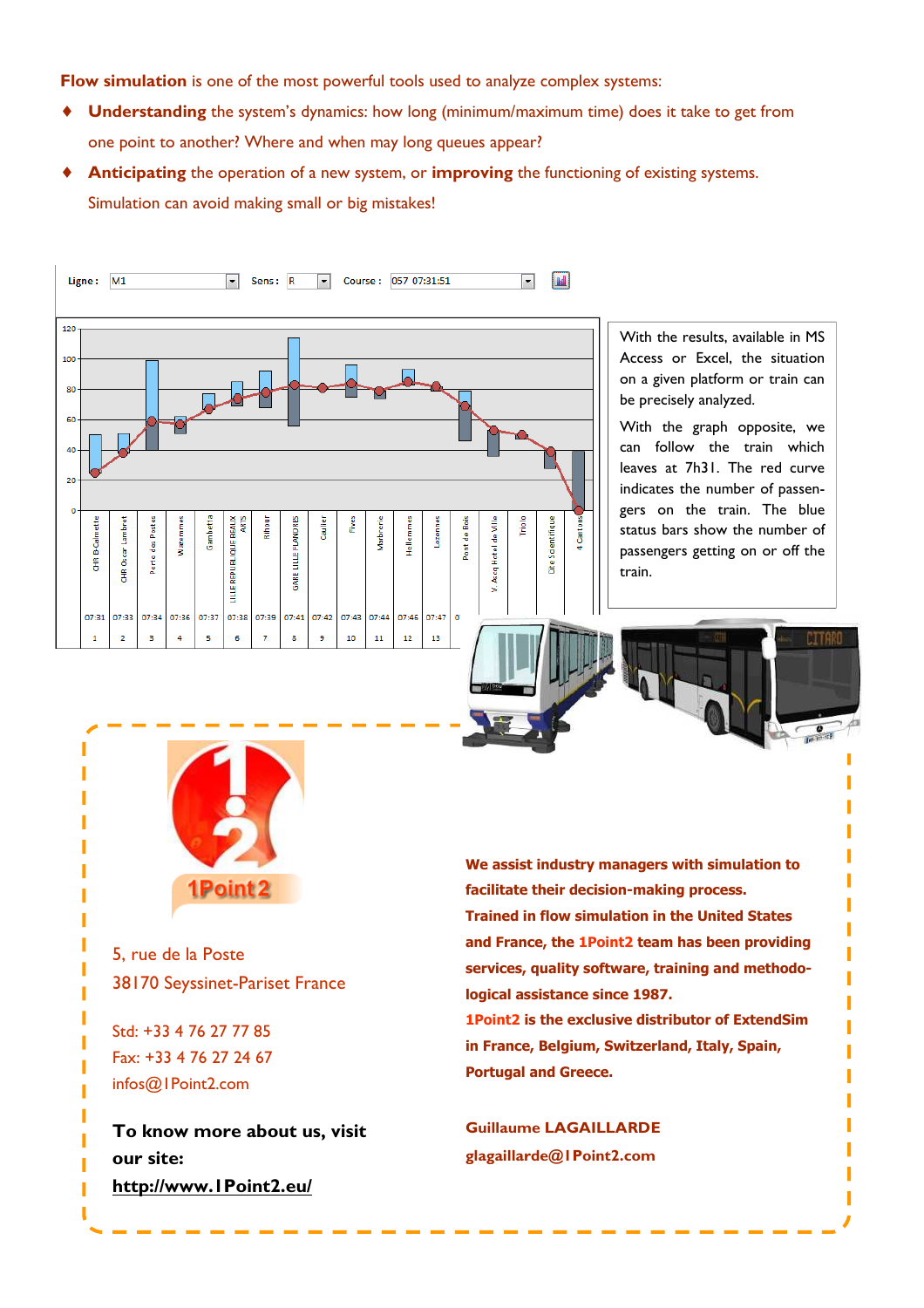**Flow simulation** is one of the most powerful tools used to analyze complex systems:

- **Understanding** the system's dynamics: how long (minimum/maximum time) does it take to get from one point to another? Where and when may long queues appear?
- **Anticipating** the operation of a new system, or **improving** the functioning of existing systems. Simulation can avoid making small or big mistakes!

Ligne : M1 Sens : R Course : 057 07:31:51

120
100
80
60
40
20
0

CHR B-Calmette
CHR Oscar Lambret
Porte des Postes
Wazemmes
Gambetta
LILLE REPUBLIQUE BEAUX ARTS
Rihour
GARE LILLE FLANDRES
Caulier
Fives
Marbrerie
Hellemmes
Lezennes
Pont de Bois
V. Ascq Hotel de Ville
Triolo
Cite Scientifique
4 Cantons

07:31 07:33 07:34 07:36 07:37 07:38 07:39 07:41 07:42 07:43 07:44 07:46 07:47 0

1 2 3 4 5 6 7 8 9 10 11 12 13

With the results, available in MS Access or Excel, the situation on a given platform or train can be precisely analyzed.

With the graph opposite, we can follow the train which leaves at 7h31. The red curve indicates the number of passengers on the train. The blue status bars show the number of passengers getting on or off the train.

1Point2

5, rue de la Poste

38170 Seyssinet-Pariset France

Std: +33 4 76 27 77 85

Fax: +33 4 76 27 24 67

infos@1Point2.com

**To know more about us, visit our site:**

**http://www.1Point2.eu/**

**We assist industry managers with simulation to facilitate their decision-making process.**

**Trained in flow simulation in the United States and France, the 1Point2 team has been providing services, quality software, training and methodological assistance since 1987.**

**1Point2 is the exclusive distributor of ExtendSim in France, Belgium, Switzerland, Italy, Spain, Portugal and Greece.**

**Guillaume LAGAILLARDE**

**glagaillarde@1Point2.com**